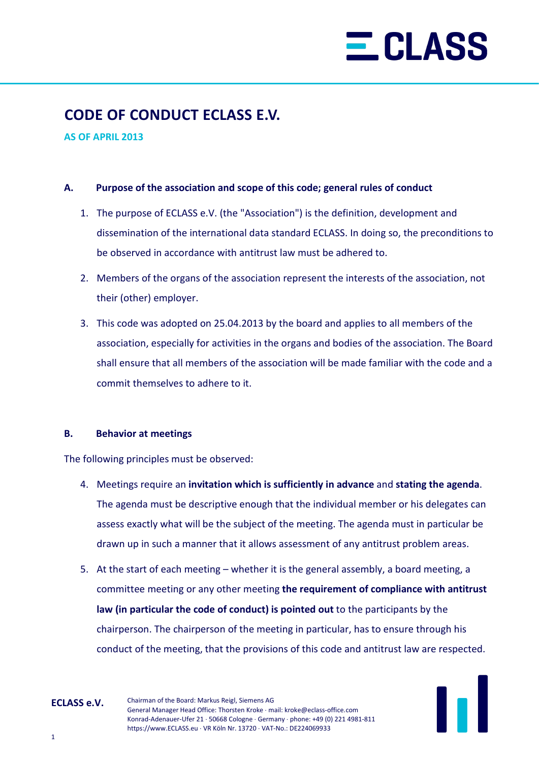# CODE OF CONDUCT ECLASS E.V.

**AS OF APRIL 2013**

## A. Purpose of the association and scope of this code; general rules of conduct

1. The purpose of ECLASS e.V. (the "Association") is the definition, development and dissemination of the international data standard ECLASS. In doing so, the preconditions to be observed in accordance with antitrust law must be adhered to.
2. Members of the organs of the association represent the interests of the association, not their (other) employer.
3. This code was adopted on 25.04.2013 by the board and applies to all members of the association, especially for activities in the organs and bodies of the association. The Board shall ensure that all members of the association will be made familiar with the code and a commit themselves to adhere to it.

## B. Behavior at meetings

The following principles must be observed:

4. Meetings require an **invitation which is sufficiently in advance** and **stating the agenda**. The agenda must be descriptive enough that the individual member or his delegates can assess exactly what will be the subject of the meeting. The agenda must in particular be drawn up in such a manner that it allows assessment of any antitrust problem areas.
5. At the start of each meeting – whether it is the general assembly, a board meeting, a committee meeting or any other meeting **the requirement of compliance with antitrust law (in particular the code of conduct) is pointed out** to the participants by the chairperson. The chairperson of the meeting in particular, has to ensure through his conduct of the meeting, that the provisions of this code and antitrust law are respected.

**ECLASS e.V.**

Chairman of the Board: Markus Reigl, Siemens AG
General Manager Head Office: Thorsten Kroke · mail: kroke@eclass-office.com
Konrad-Adenauer-Ufer 21 · 50668 Cologne · Germany · phone: +49 (0) 221 4981-811
https://www.ECLASS.eu · VR Köln Nr. 13720 · VAT-No.: DE224069933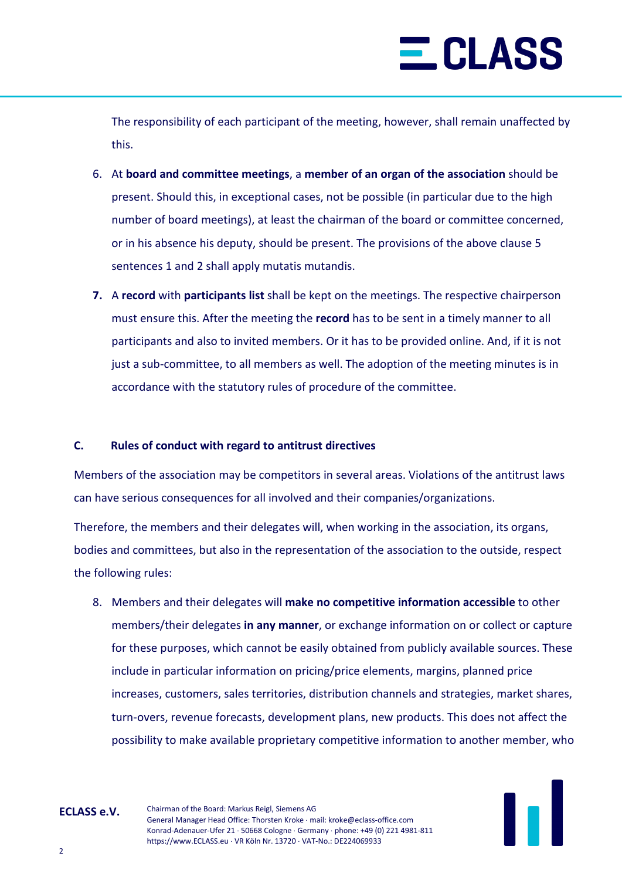The responsibility of each participant of the meeting, however, shall remain unaffected by this.

6. At **board and committee meetings**, a **member of an organ of the association** should be present. Should this, in exceptional cases, not be possible (in particular due to the high number of board meetings), at least the chairman of the board or committee concerned, or in his absence his deputy, should be present. The provisions of the above clause 5 sentences 1 and 2 shall apply mutatis mutandis.
7. A **record** with **participants list** shall be kept on the meetings. The respective chairperson must ensure this. After the meeting the **record** has to be sent in a timely manner to all participants and also to invited members. Or it has to be provided online. And, if it is not just a sub-committee, to all members as well. The adoption of the meeting minutes is in accordance with the statutory rules of procedure of the committee.

### C. Rules of conduct with regard to antitrust directives

Members of the association may be competitors in several areas. Violations of the antitrust laws can have serious consequences for all involved and their companies/organizations.

Therefore, the members and their delegates will, when working in the association, its organs, bodies and committees, but also in the representation of the association to the outside, respect the following rules:

8. Members and their delegates will **make no competitive information accessible** to other members/their delegates **in any manner**, or exchange information on or collect or capture for these purposes, which cannot be easily obtained from publicly available sources. These include in particular information on pricing/price elements, margins, planned price increases, customers, sales territories, distribution channels and strategies, market shares, turn-overs, revenue forecasts, development plans, new products. This does not affect the possibility to make available proprietary competitive information to another member, who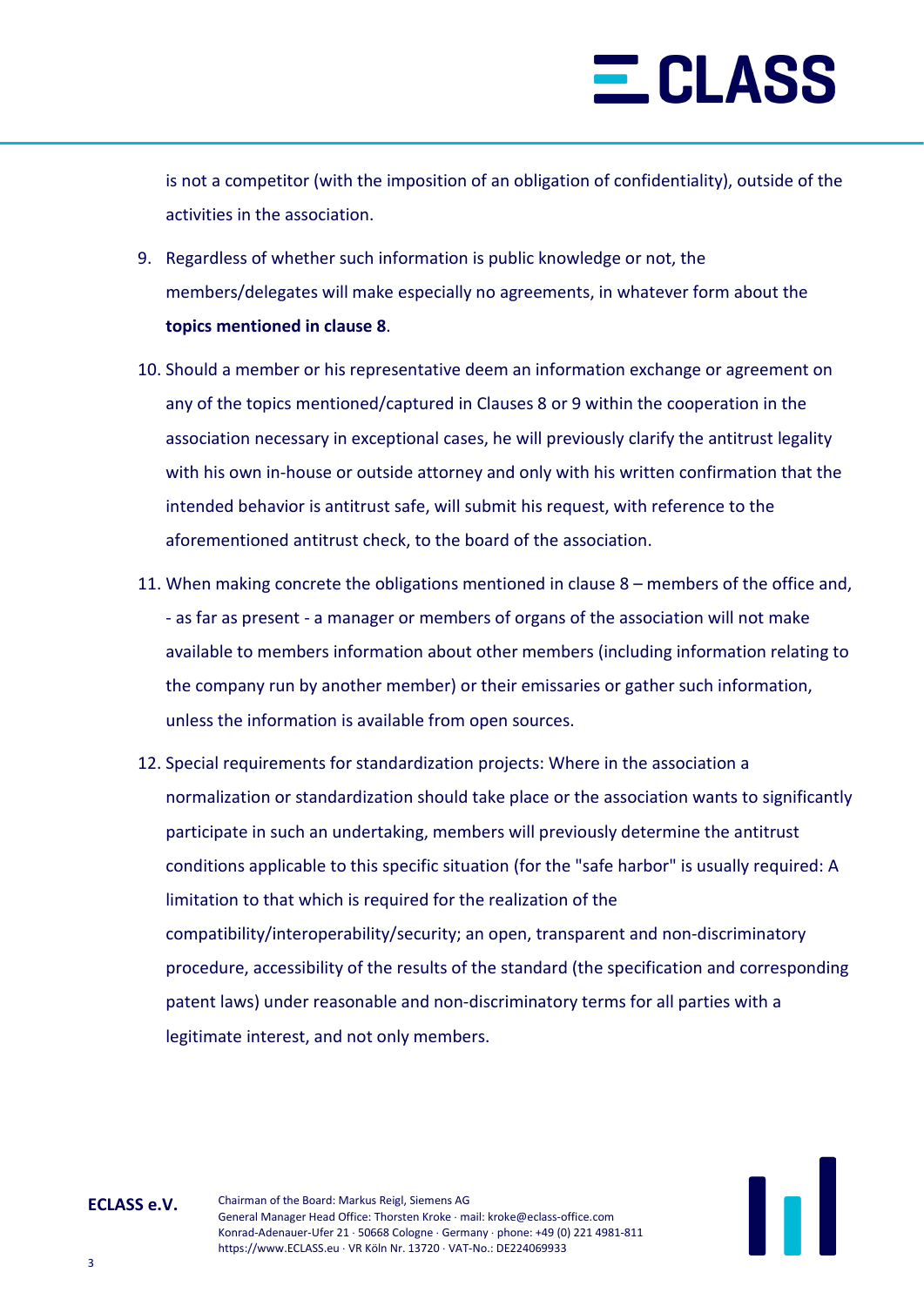is not a competitor (with the imposition of an obligation of confidentiality), outside of the activities in the association.

9. Regardless of whether such information is public knowledge or not, the members/delegates will make especially no agreements, in whatever form about the **topics mentioned in clause 8**.
10. Should a member or his representative deem an information exchange or agreement on any of the topics mentioned/captured in Clauses 8 or 9 within the cooperation in the association necessary in exceptional cases, he will previously clarify the antitrust legality with his own in-house or outside attorney and only with his written confirmation that the intended behavior is antitrust safe, will submit his request, with reference to the aforementioned antitrust check, to the board of the association.
11. When making concrete the obligations mentioned in clause 8 – members of the office and, - as far as present - a manager or members of organs of the association will not make available to members information about other members (including information relating to the company run by another member) or their emissaries or gather such information, unless the information is available from open sources.
12. Special requirements for standardization projects: Where in the association a normalization or standardization should take place or the association wants to significantly participate in such an undertaking, members will previously determine the antitrust conditions applicable to this specific situation (for the "safe harbor" is usually required: A limitation to that which is required for the realization of the compatibility/interoperability/security; an open, transparent and non-discriminatory procedure, accessibility of the results of the standard (the specification and corresponding patent laws) under reasonable and non-discriminatory terms for all parties with a legitimate interest, and not only members.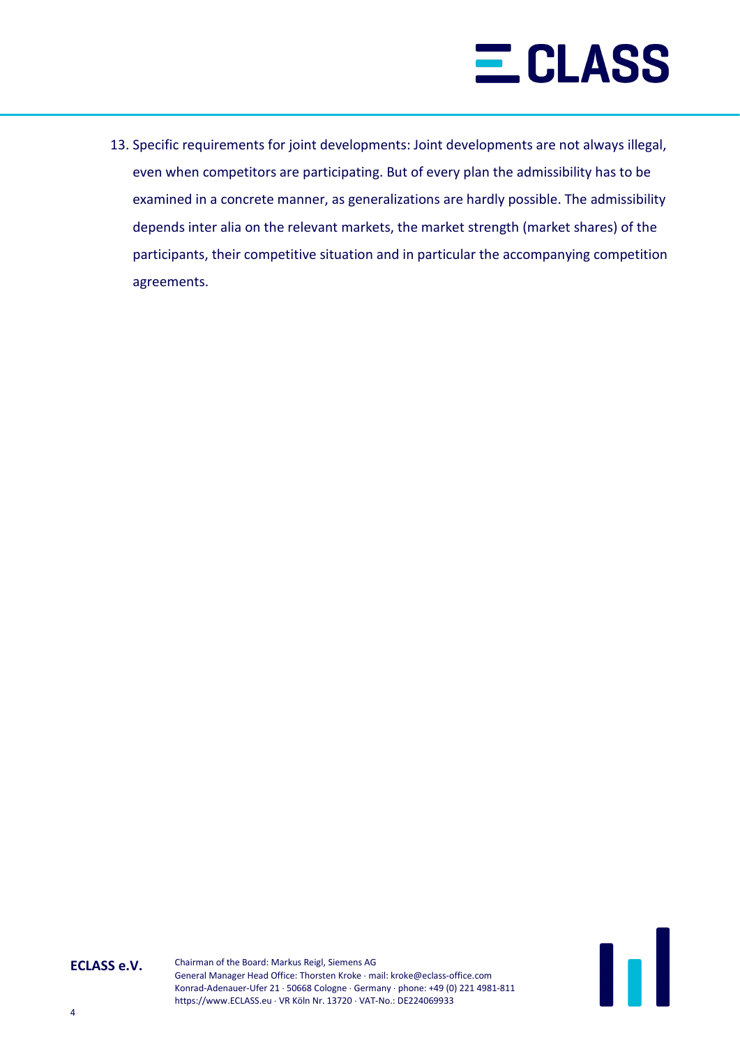13. Specific requirements for joint developments: Joint developments are not always illegal, even when competitors are participating. But of every plan the admissibility has to be examined in a concrete manner, as generalizations are hardly possible. The admissibility depends inter alia on the relevant markets, the market strength (market shares) of the participants, their competitive situation and in particular the accompanying competition agreements.